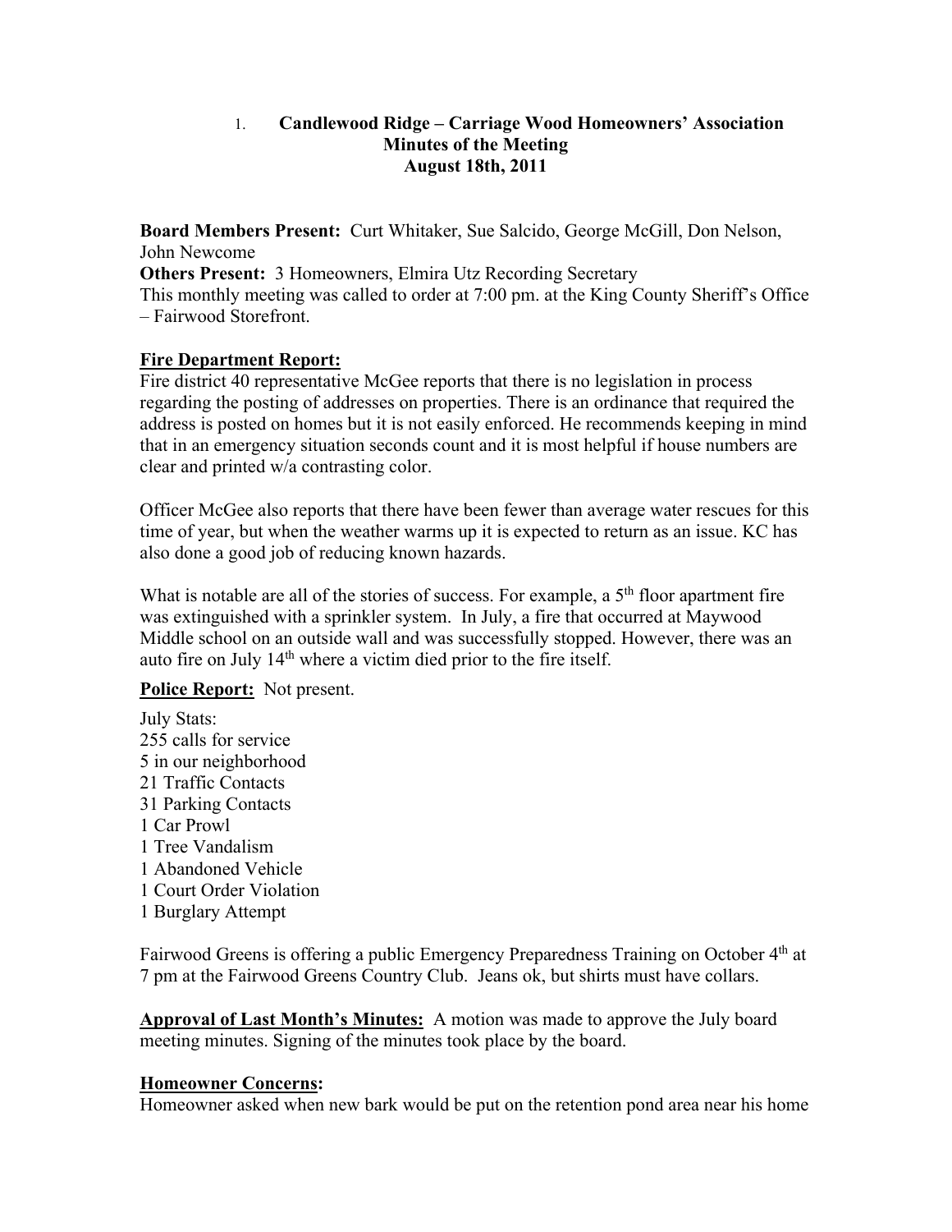1. **Candlewood Ridge – Carriage Wood Homeowners' Association Minutes of the Meeting August 18th, 2011**

**Board Members Present:** Curt Whitaker, Sue Salcido, George McGill, Don Nelson, John Newcome
**Others Present:** 3 Homeowners, Elmira Utz Recording Secretary
This monthly meeting was called to order at 7:00 pm. at the King County Sheriff's Office – Fairwood Storefront.

**Fire Department Report:**
Fire district 40 representative McGee reports that there is no legislation in process regarding the posting of addresses on properties. There is an ordinance that required the address is posted on homes but it is not easily enforced. He recommends keeping in mind that in an emergency situation seconds count and it is most helpful if house numbers are clear and printed w/a contrasting color.

Officer McGee also reports that there have been fewer than average water rescues for this time of year, but when the weather warms up it is expected to return as an issue. KC has also done a good job of reducing known hazards.

What is notable are all of the stories of success. For example, a 5th floor apartment fire was extinguished with a sprinkler system. In July, a fire that occurred at Maywood Middle school on an outside wall and was successfully stopped. However, there was an auto fire on July 14th where a victim died prior to the fire itself.

**Police Report:** Not present.

July Stats:
255 calls for service
5 in our neighborhood
21 Traffic Contacts
31 Parking Contacts
1 Car Prowl
1 Tree Vandalism
1 Abandoned Vehicle
1 Court Order Violation
1 Burglary Attempt

Fairwood Greens is offering a public Emergency Preparedness Training on October 4th at 7 pm at the Fairwood Greens Country Club. Jeans ok, but shirts must have collars.

**Approval of Last Month's Minutes:** A motion was made to approve the July board meeting minutes. Signing of the minutes took place by the board.

**Homeowner Concerns:**
Homeowner asked when new bark would be put on the retention pond area near his home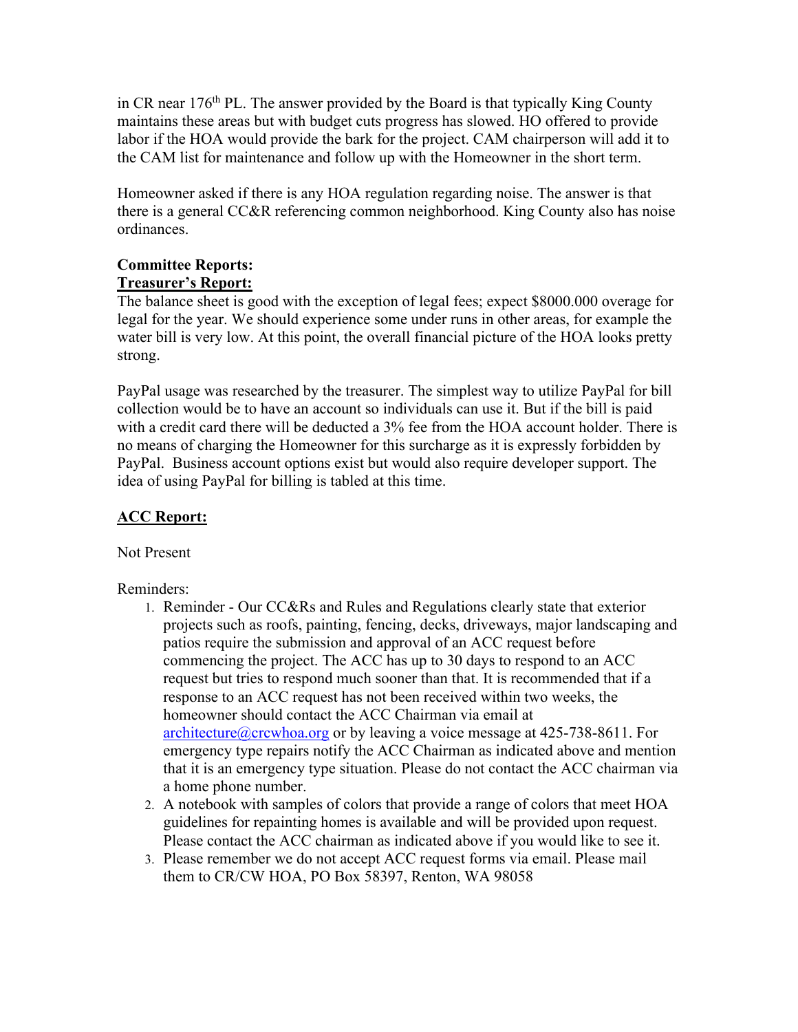in CR near 176th PL. The answer provided by the Board is that typically King County maintains these areas but with budget cuts progress has slowed. HO offered to provide labor if the HOA would provide the bark for the project. CAM chairperson will add it to the CAM list for maintenance and follow up with the Homeowner in the short term.

Homeowner asked if there is any HOA regulation regarding noise. The answer is that there is a general CC&R referencing common neighborhood. King County also has noise ordinances.

**Committee Reports:**

**<u>Treasurer's Report:</u>**

The balance sheet is good with the exception of legal fees; expect $8000.000 overage for legal for the year. We should experience some under runs in other areas, for example the water bill is very low. At this point, the overall financial picture of the HOA looks pretty strong.

PayPal usage was researched by the treasurer. The simplest way to utilize PayPal for bill collection would be to have an account so individuals can use it. But if the bill is paid with a credit card there will be deducted a 3% fee from the HOA account holder. There is no means of charging the Homeowner for this surcharge as it is expressly forbidden by PayPal. Business account options exist but would also require developer support. The idea of using PayPal for billing is tabled at this time.

**<u>ACC Report:</u>**

Not Present

Reminders:

1. Reminder - Our CC&Rs and Rules and Regulations clearly state that exterior projects such as roofs, painting, fencing, decks, driveways, major landscaping and patios require the submission and approval of an ACC request before commencing the project. The ACC has up to 30 days to respond to an ACC request but tries to respond much sooner than that. It is recommended that if a response to an ACC request has not been received within two weeks, the homeowner should contact the ACC Chairman via email at architecture@crcwhoa.org or by leaving a voice message at 425-738-8611. For emergency type repairs notify the ACC Chairman as indicated above and mention that it is an emergency type situation. Please do not contact the ACC chairman via a home phone number.
2. A notebook with samples of colors that provide a range of colors that meet HOA guidelines for repainting homes is available and will be provided upon request. Please contact the ACC chairman as indicated above if you would like to see it.
3. Please remember we do not accept ACC request forms via email. Please mail them to CR/CW HOA, PO Box 58397, Renton, WA 98058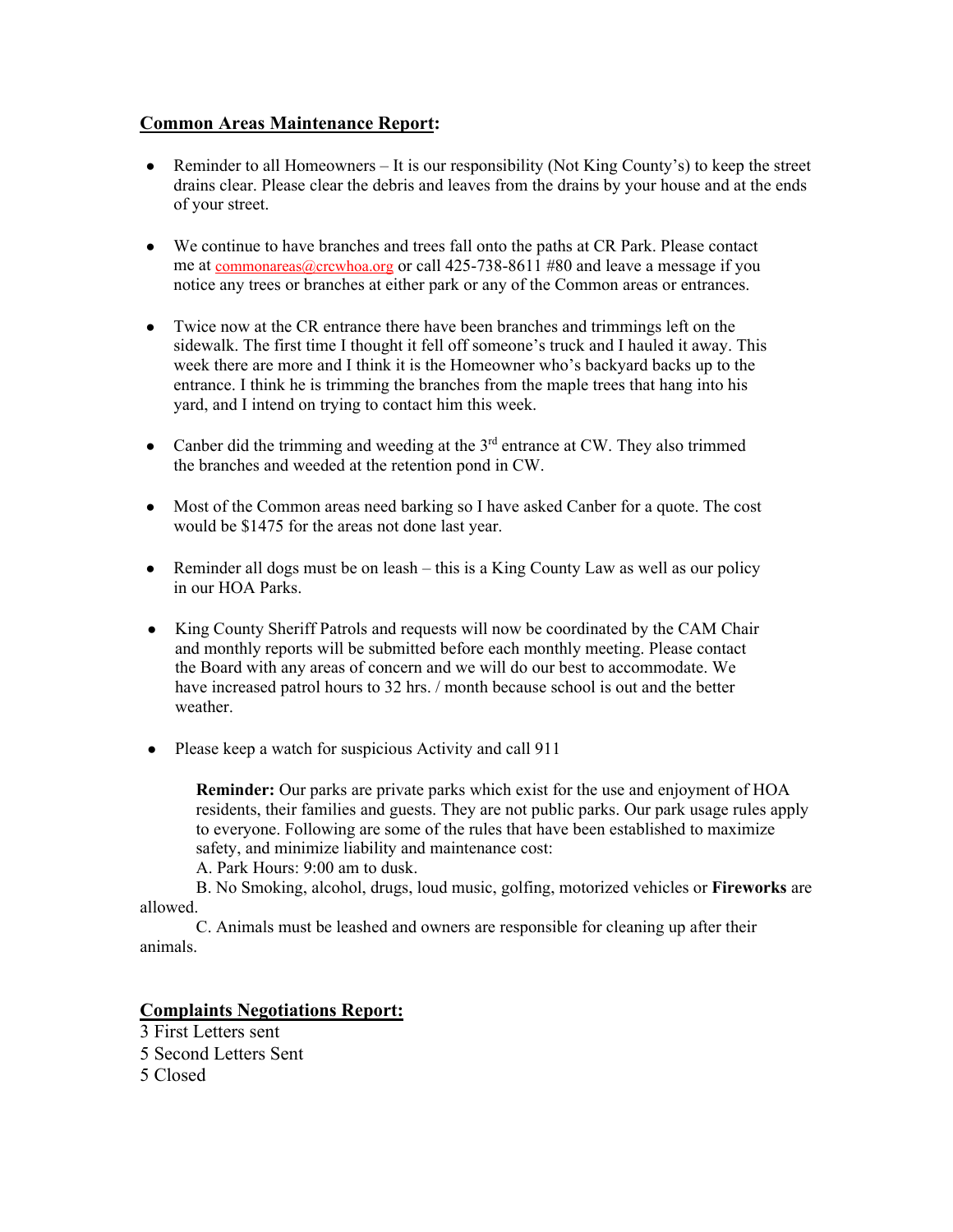**Common Areas Maintenance Report:**

- Reminder to all Homeowners – It is our responsibility (Not King County's) to keep the street drains clear. Please clear the debris and leaves from the drains by your house and at the ends of your street.

- We continue to have branches and trees fall onto the paths at CR Park. Please contact me at commonareas@crcwhoa.org or call 425-738-8611 #80 and leave a message if you notice any trees or branches at either park or any of the Common areas or entrances.

- Twice now at the CR entrance there have been branches and trimmings left on the sidewalk. The first time I thought it fell off someone's truck and I hauled it away. This week there are more and I think it is the Homeowner who's backyard backs up to the entrance. I think he is trimming the branches from the maple trees that hang into his yard, and I intend on trying to contact him this week.

- Canber did the trimming and weeding at the 3rd entrance at CW. They also trimmed the branches and weeded at the retention pond in CW.

- Most of the Common areas need barking so I have asked Canber for a quote. The cost would be $1475 for the areas not done last year.

- Reminder all dogs must be on leash – this is a King County Law as well as our policy in our HOA Parks.

- King County Sheriff Patrols and requests will now be coordinated by the CAM Chair and monthly reports will be submitted before each monthly meeting. Please contact the Board with any areas of concern and we will do our best to accommodate. We have increased patrol hours to 32 hrs. / month because school is out and the better weather.

- Please keep a watch for suspicious Activity and call 911

**Reminder:** Our parks are private parks which exist for the use and enjoyment of HOA residents, their families and guests. They are not public parks. Our park usage rules apply to everyone. Following are some of the rules that have been established to maximize safety, and minimize liability and maintenance cost:

A. Park Hours: 9:00 am to dusk.

B. No Smoking, alcohol, drugs, loud music, golfing, motorized vehicles or **Fireworks** are allowed.

C. Animals must be leashed and owners are responsible for cleaning up after their animals.

**Complaints Negotiations Report:**

3 First Letters sent
5 Second Letters Sent
5 Closed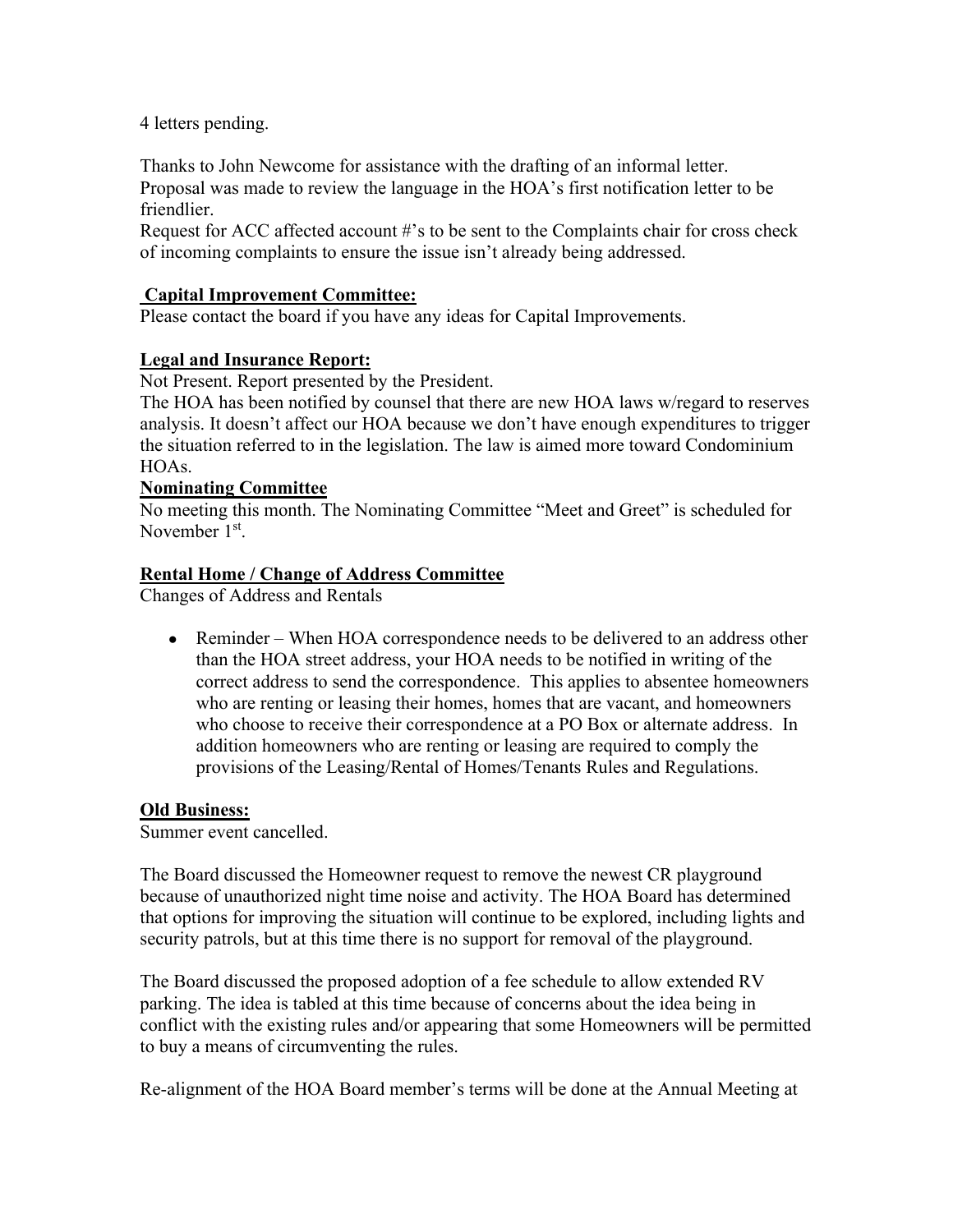4 letters pending.

Thanks to John Newcome for assistance with the drafting of an informal letter.
Proposal was made to review the language in the HOA's first notification letter to be friendlier.
Request for ACC affected account #'s to be sent to the Complaints chair for cross check of incoming complaints to ensure the issue isn't already being addressed.

**Capital Improvement Committee:**
Please contact the board if you have any ideas for Capital Improvements.

**Legal and Insurance Report:**
Not Present. Report presented by the President.
The HOA has been notified by counsel that there are new HOA laws w/regard to reserves analysis. It doesn't affect our HOA because we don't have enough expenditures to trigger the situation referred to in the legislation. The law is aimed more toward Condominium HOAs.

**Nominating Committee**
No meeting this month. The Nominating Committee "Meet and Greet" is scheduled for November 1st.

**Rental Home / Change of Address Committee**
Changes of Address and Rentals

- Reminder – When HOA correspondence needs to be delivered to an address other than the HOA street address, your HOA needs to be notified in writing of the correct address to send the correspondence. This applies to absentee homeowners who are renting or leasing their homes, homes that are vacant, and homeowners who choose to receive their correspondence at a PO Box or alternate address. In addition homeowners who are renting or leasing are required to comply the provisions of the Leasing/Rental of Homes/Tenants Rules and Regulations.

**Old Business:**
Summer event cancelled.

The Board discussed the Homeowner request to remove the newest CR playground because of unauthorized night time noise and activity. The HOA Board has determined that options for improving the situation will continue to be explored, including lights and security patrols, but at this time there is no support for removal of the playground.

The Board discussed the proposed adoption of a fee schedule to allow extended RV parking. The idea is tabled at this time because of concerns about the idea being in conflict with the existing rules and/or appearing that some Homeowners will be permitted to buy a means of circumventing the rules.

Re-alignment of the HOA Board member's terms will be done at the Annual Meeting at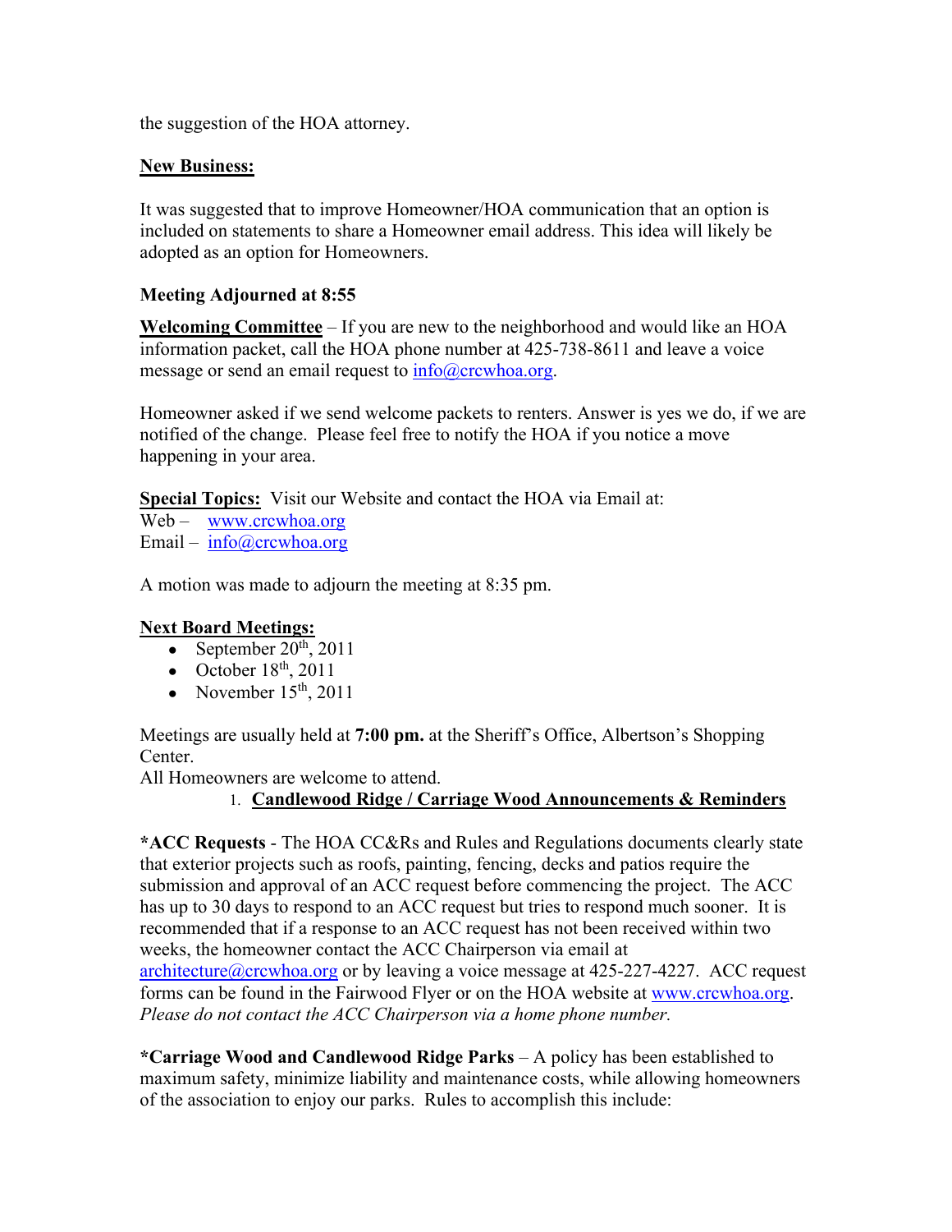the suggestion of the HOA attorney.

**New Business:**

It was suggested that to improve Homeowner/HOA communication that an option is included on statements to share a Homeowner email address. This idea will likely be adopted as an option for Homeowners.

**Meeting Adjourned at 8:55**

**Welcoming Committee** – If you are new to the neighborhood and would like an HOA information packet, call the HOA phone number at 425-738-8611 and leave a voice message or send an email request to info@crcwhoa.org.

Homeowner asked if we send welcome packets to renters. Answer is yes we do, if we are notified of the change. Please feel free to notify the HOA if you notice a move happening in your area.

**Special Topics:** Visit our Website and contact the HOA via Email at:
Web – www.crcwhoa.org
Email – info@crcwhoa.org

A motion was made to adjourn the meeting at 8:35 pm.

**Next Board Meetings:**

- September 20th, 2011
- October 18th, 2011
- November 15th, 2011

Meetings are usually held at **7:00 pm.** at the Sheriff's Office, Albertson's Shopping Center.
All Homeowners are welcome to attend.

1. **Candlewood Ridge / Carriage Wood Announcements & Reminders**

**\*ACC Requests** - The HOA CC&Rs and Rules and Regulations documents clearly state that exterior projects such as roofs, painting, fencing, decks and patios require the submission and approval of an ACC request before commencing the project. The ACC has up to 30 days to respond to an ACC request but tries to respond much sooner. It is recommended that if a response to an ACC request has not been received within two weeks, the homeowner contact the ACC Chairperson via email at architecture@crcwhoa.org or by leaving a voice message at 425-227-4227. ACC request forms can be found in the Fairwood Flyer or on the HOA website at www.crcwhoa.org. *Please do not contact the ACC Chairperson via a home phone number.*

**\*Carriage Wood and Candlewood Ridge Parks** – A policy has been established to maximum safety, minimize liability and maintenance costs, while allowing homeowners of the association to enjoy our parks. Rules to accomplish this include: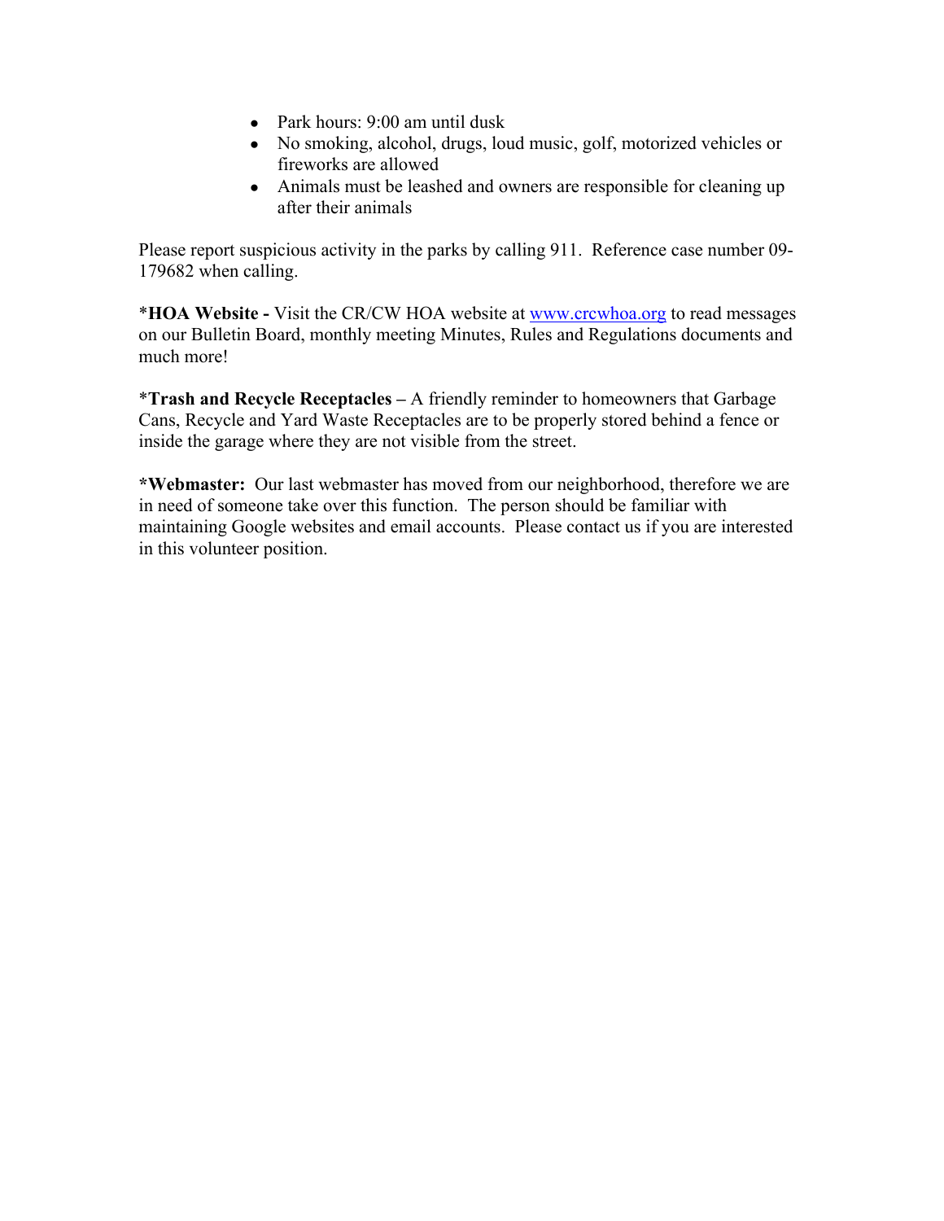- Park hours: 9:00 am until dusk
- No smoking, alcohol, drugs, loud music, golf, motorized vehicles or fireworks are allowed
- Animals must be leashed and owners are responsible for cleaning up after their animals

Please report suspicious activity in the parks by calling 911. Reference case number 09-179682 when calling.

\***HOA Website -** Visit the CR/CW HOA website at [www.crcwhoa.org](http://www.crcwhoa.org) to read messages on our Bulletin Board, monthly meeting Minutes, Rules and Regulations documents and much more!

\***Trash and Recycle Receptacles –** A friendly reminder to homeowners that Garbage Cans, Recycle and Yard Waste Receptacles are to be properly stored behind a fence or inside the garage where they are not visible from the street.

**\*Webmaster:** Our last webmaster has moved from our neighborhood, therefore we are in need of someone take over this function. The person should be familiar with maintaining Google websites and email accounts. Please contact us if you are interested in this volunteer position.